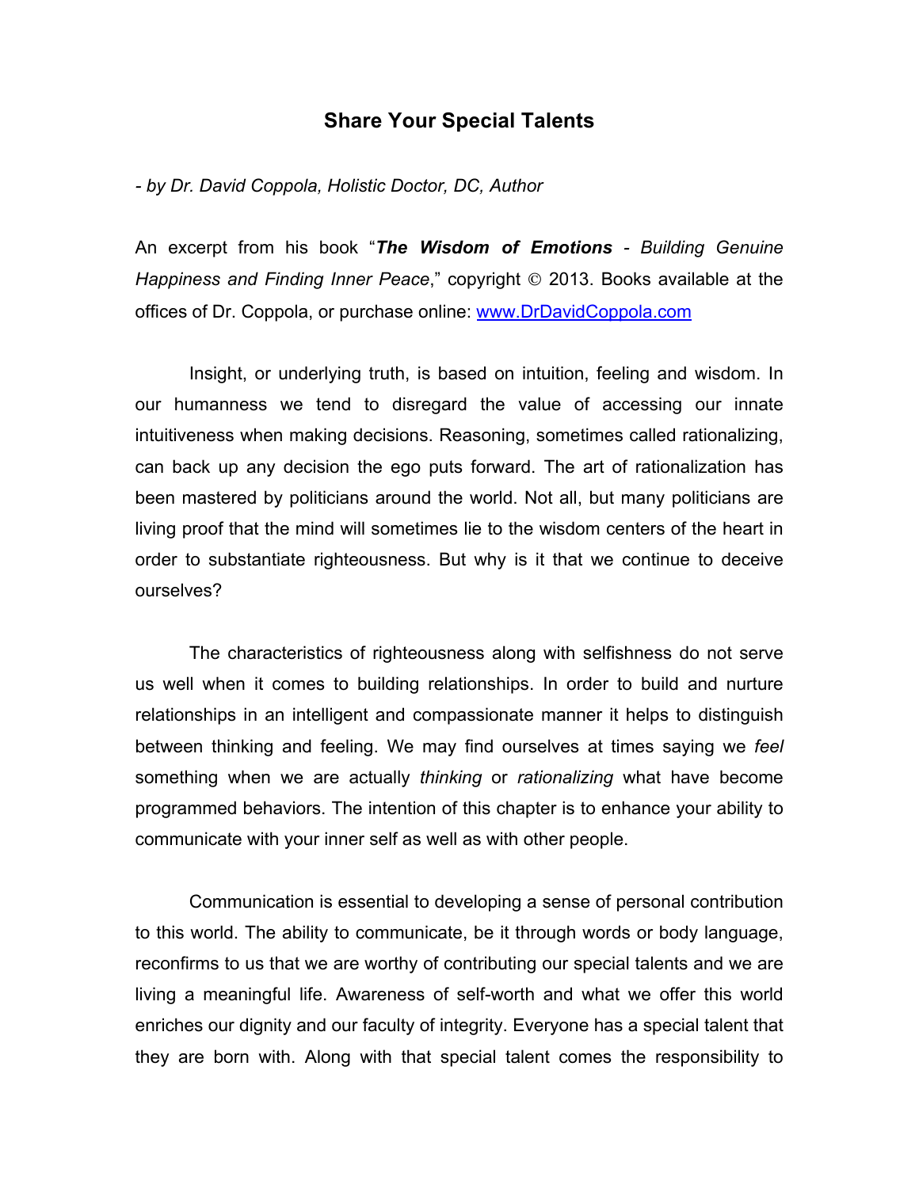# Share Your Special Talents

*- by Dr. David Coppola, Holistic Doctor, DC, Author*

An excerpt from his book "***The Wisdom of Emotions*** - *Building Genuine Happiness and Finding Inner Peace*," copyright © 2013. Books available at the offices of Dr. Coppola, or purchase online: [www.DrDavidCoppola.com](www.DrDavidCoppola.com)

Insight, or underlying truth, is based on intuition, feeling and wisdom. In our humanness we tend to disregard the value of accessing our innate intuitiveness when making decisions. Reasoning, sometimes called rationalizing, can back up any decision the ego puts forward. The art of rationalization has been mastered by politicians around the world. Not all, but many politicians are living proof that the mind will sometimes lie to the wisdom centers of the heart in order to substantiate righteousness. But why is it that we continue to deceive ourselves?

The characteristics of righteousness along with selfishness do not serve us well when it comes to building relationships. In order to build and nurture relationships in an intelligent and compassionate manner it helps to distinguish between thinking and feeling. We may find ourselves at times saying we *feel* something when we are actually *thinking* or *rationalizing* what have become programmed behaviors. The intention of this chapter is to enhance your ability to communicate with your inner self as well as with other people.

Communication is essential to developing a sense of personal contribution to this world. The ability to communicate, be it through words or body language, reconfirms to us that we are worthy of contributing our special talents and we are living a meaningful life. Awareness of self-worth and what we offer this world enriches our dignity and our faculty of integrity. Everyone has a special talent that they are born with. Along with that special talent comes the responsibility to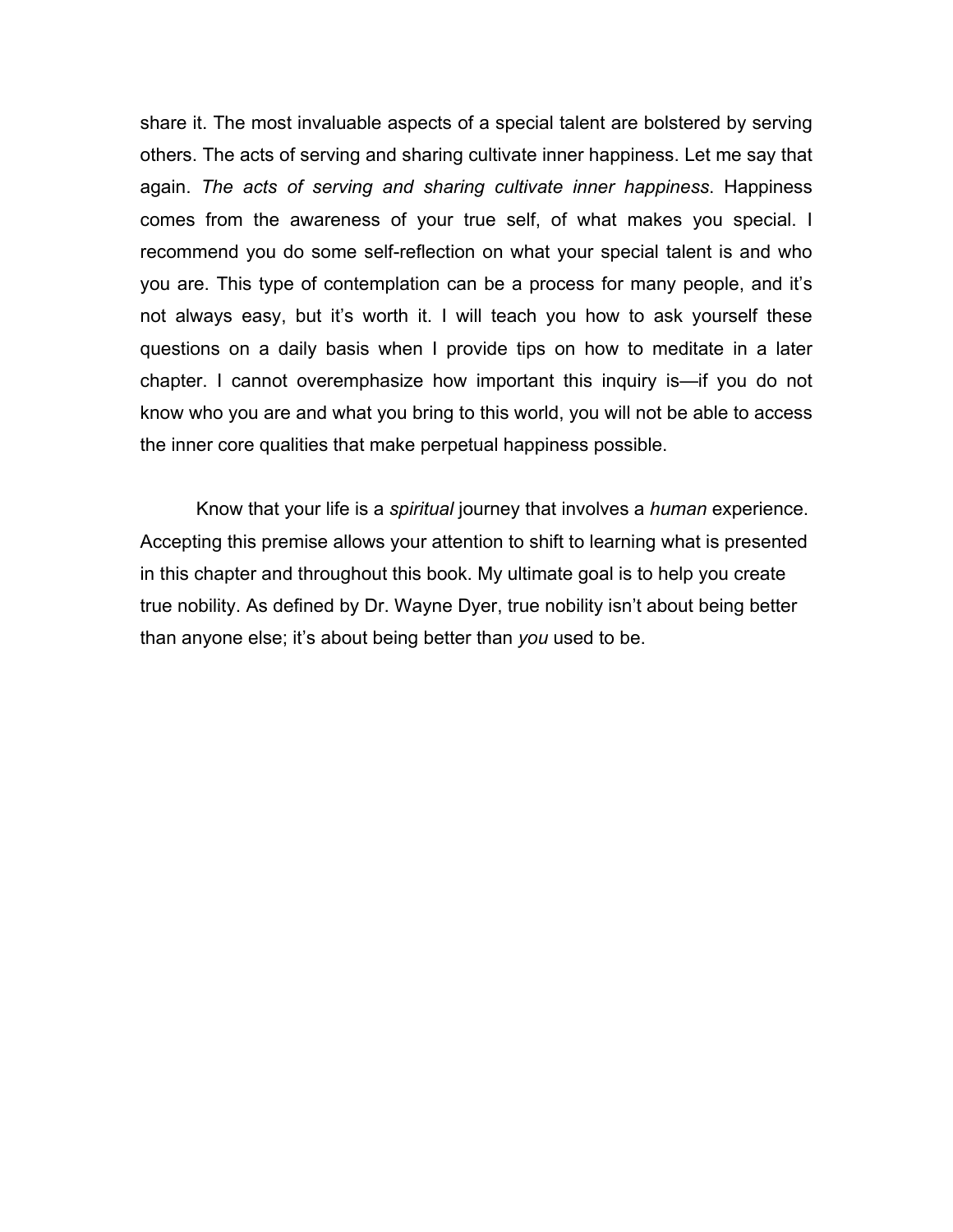share it. The most invaluable aspects of a special talent are bolstered by serving others. The acts of serving and sharing cultivate inner happiness. Let me say that again. *The acts of serving and sharing cultivate inner happiness*. Happiness comes from the awareness of your true self, of what makes you special. I recommend you do some self-reflection on what your special talent is and who you are. This type of contemplation can be a process for many people, and it's not always easy, but it's worth it. I will teach you how to ask yourself these questions on a daily basis when I provide tips on how to meditate in a later chapter. I cannot overemphasize how important this inquiry is—if you do not know who you are and what you bring to this world, you will not be able to access the inner core qualities that make perpetual happiness possible.

Know that your life is a *spiritual* journey that involves a *human* experience. Accepting this premise allows your attention to shift to learning what is presented in this chapter and throughout this book. My ultimate goal is to help you create true nobility. As defined by Dr. Wayne Dyer, true nobility isn't about being better than anyone else; it's about being better than *you* used to be.